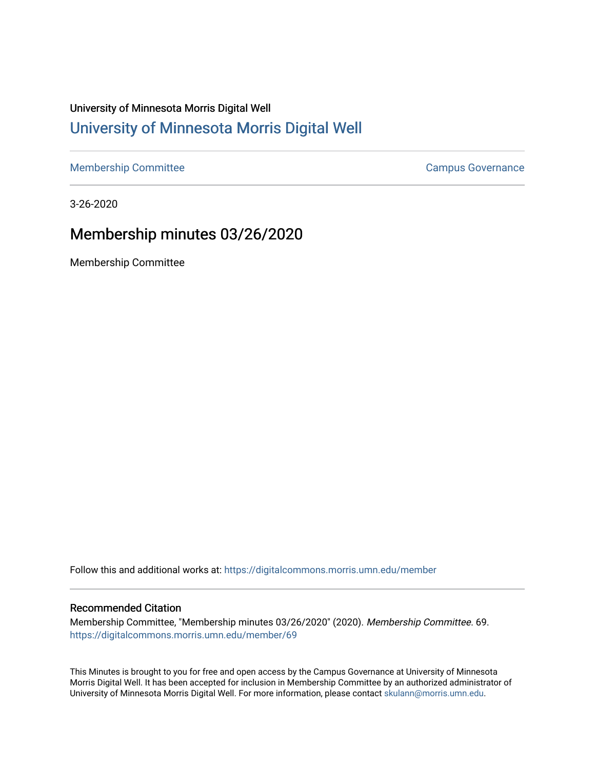University of Minnesota Morris Digital Well

## University of Minnesota Morris Digital Well

Membership Committee | Campus Governance

3-26-2020

# Membership minutes 03/26/2020

Membership Committee

Follow this and additional works at: https://digitalcommons.morris.umn.edu/member

### Recommended Citation

Membership Committee, "Membership minutes 03/26/2020" (2020). *Membership Committee*. 69.
https://digitalcommons.morris.umn.edu/member/69

This Minutes is brought to you for free and open access by the Campus Governance at University of Minnesota Morris Digital Well. It has been accepted for inclusion in Membership Committee by an authorized administrator of University of Minnesota Morris Digital Well. For more information, please contact skulann@morris.umn.edu.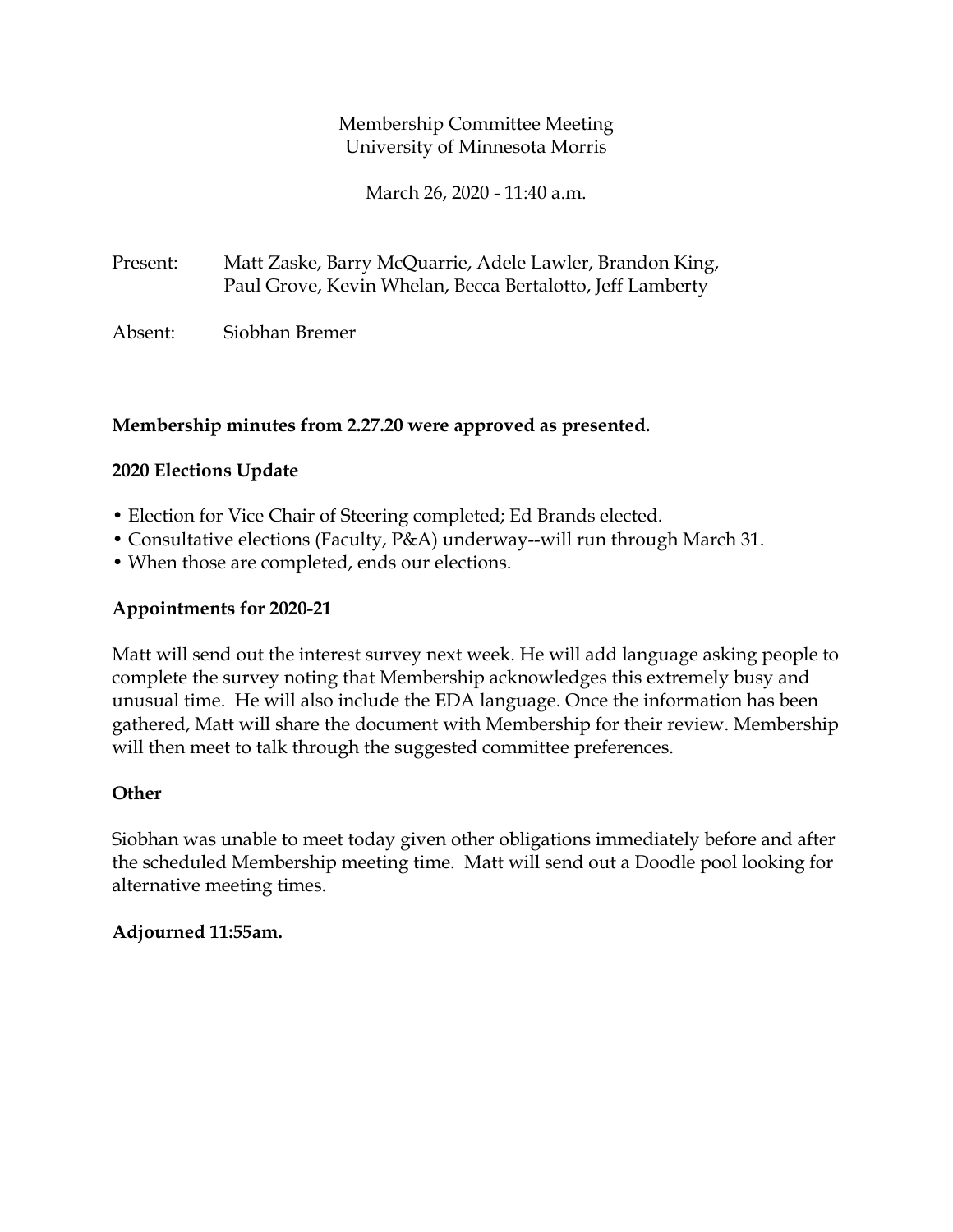Membership Committee Meeting
University of Minnesota Morris

March 26, 2020 - 11:40 a.m.

Present: Matt Zaske, Barry McQuarrie, Adele Lawler, Brandon King, Paul Grove, Kevin Whelan, Becca Bertalotto, Jeff Lamberty

Absent: Siobhan Bremer

**Membership minutes from 2.27.20 were approved as presented.**

**2020 Elections Update**

- Election for Vice Chair of Steering completed; Ed Brands elected.
- Consultative elections (Faculty, P&A) underway--will run through March 31.
- When those are completed, ends our elections.

**Appointments for 2020-21**

Matt will send out the interest survey next week. He will add language asking people to complete the survey noting that Membership acknowledges this extremely busy and unusual time. He will also include the EDA language. Once the information has been gathered, Matt will share the document with Membership for their review. Membership will then meet to talk through the suggested committee preferences.

**Other**

Siobhan was unable to meet today given other obligations immediately before and after the scheduled Membership meeting time. Matt will send out a Doodle pool looking for alternative meeting times.

**Adjourned 11:55am.**